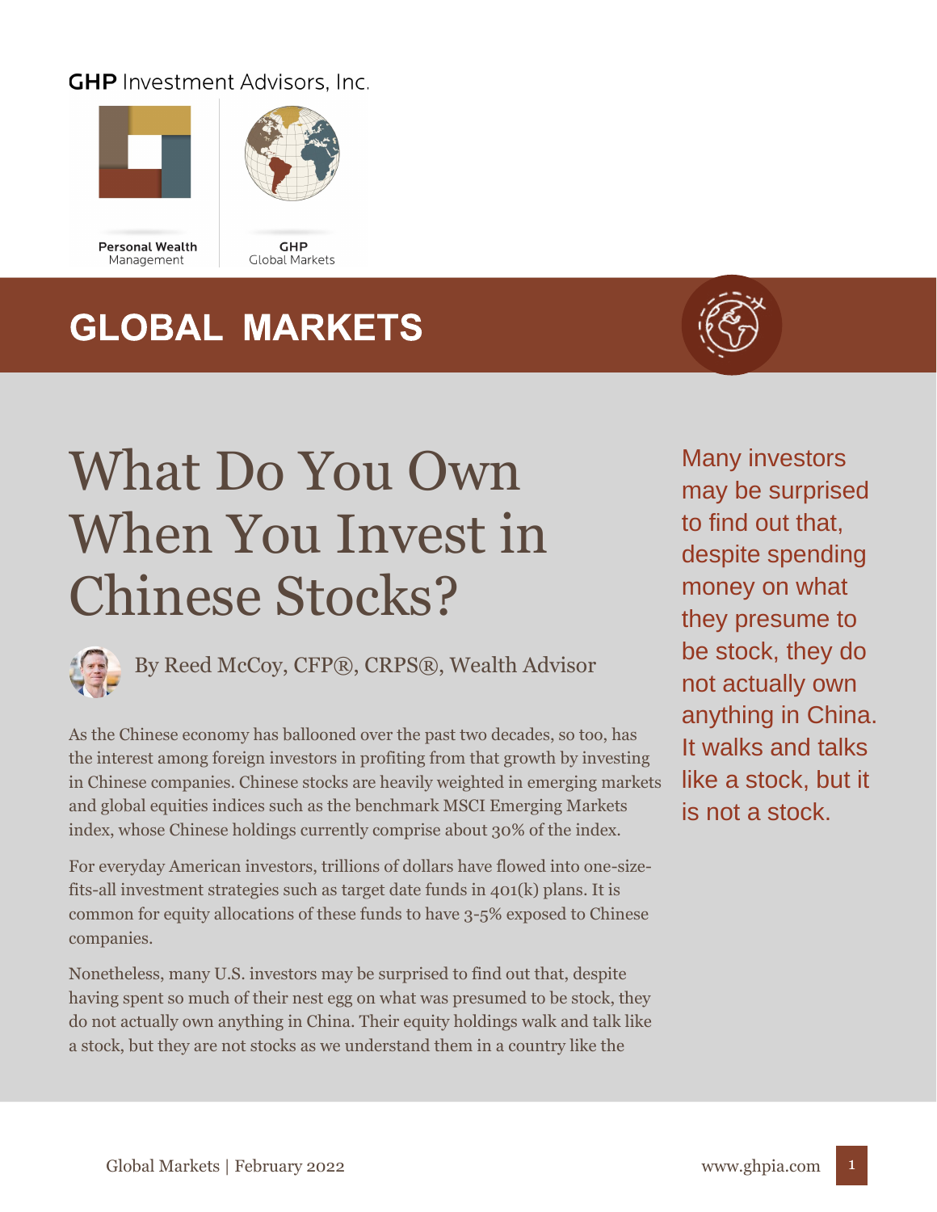GHP Investment Advisors, Inc.

Personal Wealth Management

GHP Global Markets

# GLOBAL MARKETS

# What Do You Own When You Invest in Chinese Stocks?

By Reed McCoy, CFP®, CRPS®, Wealth Advisor

> Many investors may be surprised to find out that, despite spending money on what they presume to be stock, they do not actually own anything in China. It walks and talks like a stock, but it is not a stock.

As the Chinese economy has ballooned over the past two decades, so too, has the interest among foreign investors in profiting from that growth by investing in Chinese companies. Chinese stocks are heavily weighted in emerging markets and global equities indices such as the benchmark MSCI Emerging Markets index, whose Chinese holdings currently comprise about 30% of the index.

For everyday American investors, trillions of dollars have flowed into one-size-fits-all investment strategies such as target date funds in 401(k) plans. It is common for equity allocations of these funds to have 3-5% exposed to Chinese companies.

Nonetheless, many U.S. investors may be surprised to find out that, despite having spent so much of their nest egg on what was presumed to be stock, they do not actually own anything in China. Their equity holdings walk and talk like a stock, but they are not stocks as we understand them in a country like the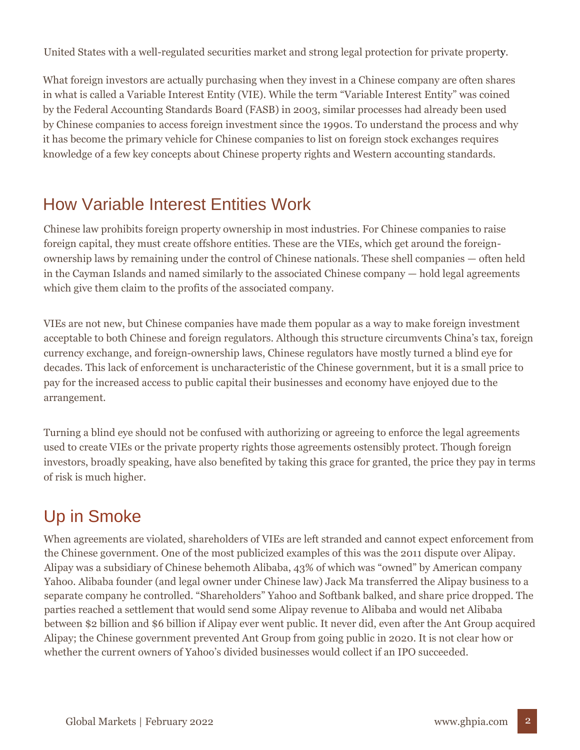United States with a well-regulated securities market and strong legal protection for private property.

What foreign investors are actually purchasing when they invest in a Chinese company are often shares in what is called a Variable Interest Entity (VIE). While the term "Variable Interest Entity" was coined by the Federal Accounting Standards Board (FASB) in 2003, similar processes had already been used by Chinese companies to access foreign investment since the 1990s. To understand the process and why it has become the primary vehicle for Chinese companies to list on foreign stock exchanges requires knowledge of a few key concepts about Chinese property rights and Western accounting standards.

## How Variable Interest Entities Work

Chinese law prohibits foreign property ownership in most industries. For Chinese companies to raise foreign capital, they must create offshore entities. These are the VIEs, which get around the foreign-ownership laws by remaining under the control of Chinese nationals. These shell companies — often held in the Cayman Islands and named similarly to the associated Chinese company — hold legal agreements which give them claim to the profits of the associated company.

VIEs are not new, but Chinese companies have made them popular as a way to make foreign investment acceptable to both Chinese and foreign regulators. Although this structure circumvents China's tax, foreign currency exchange, and foreign-ownership laws, Chinese regulators have mostly turned a blind eye for decades. This lack of enforcement is uncharacteristic of the Chinese government, but it is a small price to pay for the increased access to public capital their businesses and economy have enjoyed due to the arrangement.

Turning a blind eye should not be confused with authorizing or agreeing to enforce the legal agreements used to create VIEs or the private property rights those agreements ostensibly protect. Though foreign investors, broadly speaking, have also benefited by taking this grace for granted, the price they pay in terms of risk is much higher.

## Up in Smoke

When agreements are violated, shareholders of VIEs are left stranded and cannot expect enforcement from the Chinese government. One of the most publicized examples of this was the 2011 dispute over Alipay. Alipay was a subsidiary of Chinese behemoth Alibaba, 43% of which was "owned" by American company Yahoo. Alibaba founder (and legal owner under Chinese law) Jack Ma transferred the Alipay business to a separate company he controlled. "Shareholders" Yahoo and Softbank balked, and share price dropped. The parties reached a settlement that would send some Alipay revenue to Alibaba and would net Alibaba between $2 billion and $6 billion if Alipay ever went public. It never did, even after the Ant Group acquired Alipay; the Chinese government prevented Ant Group from going public in 2020. It is not clear how or whether the current owners of Yahoo's divided businesses would collect if an IPO succeeded.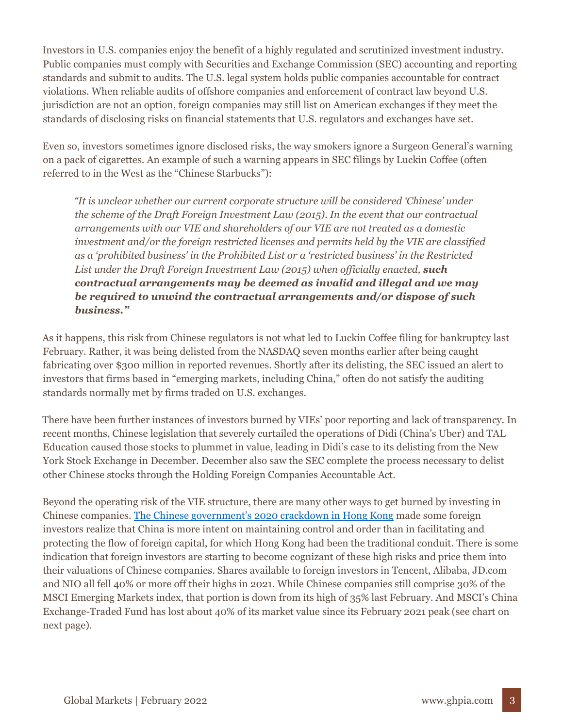Investors in U.S. companies enjoy the benefit of a highly regulated and scrutinized investment industry. Public companies must comply with Securities and Exchange Commission (SEC) accounting and reporting standards and submit to audits. The U.S. legal system holds public companies accountable for contract violations. When reliable audits of offshore companies and enforcement of contract law beyond U.S. jurisdiction are not an option, foreign companies may still list on American exchanges if they meet the standards of disclosing risks on financial statements that U.S. regulators and exchanges have set.

Even so, investors sometimes ignore disclosed risks, the way smokers ignore a Surgeon General's warning on a pack of cigarettes. An example of such a warning appears in SEC filings by Luckin Coffee (often referred to in the West as the "Chinese Starbucks"):

> *"It is unclear whether our current corporate structure will be considered 'Chinese' under the scheme of the Draft Foreign Investment Law (2015). In the event that our contractual arrangements with our VIE and shareholders of our VIE are not treated as a domestic investment and/or the foreign restricted licenses and permits held by the VIE are classified as a 'prohibited business' in the Prohibited List or a 'restricted business' in the Restricted List under the Draft Foreign Investment Law (2015) when officially enacted,* ***such contractual arrangements may be deemed as invalid and illegal and we may be required to unwind the contractual arrangements and/or dispose of such business."***

As it happens, this risk from Chinese regulators is not what led to Luckin Coffee filing for bankruptcy last February. Rather, it was being delisted from the NASDAQ seven months earlier after being caught fabricating over $300 million in reported revenues. Shortly after its delisting, the SEC issued an alert to investors that firms based in "emerging markets, including China," often do not satisfy the auditing standards normally met by firms traded on U.S. exchanges.

There have been further instances of investors burned by VIEs' poor reporting and lack of transparency. In recent months, Chinese legislation that severely curtailed the operations of Didi (China's Uber) and TAL Education caused those stocks to plummet in value, leading in Didi's case to its delisting from the New York Stock Exchange in December. December also saw the SEC complete the process necessary to delist other Chinese stocks through the Holding Foreign Companies Accountable Act.

Beyond the operating risk of the VIE structure, there are many other ways to get burned by investing in Chinese companies. [The Chinese government's 2020 crackdown in Hong Kong](#) made some foreign investors realize that China is more intent on maintaining control and order than in facilitating and protecting the flow of foreign capital, for which Hong Kong had been the traditional conduit. There is some indication that foreign investors are starting to become cognizant of these high risks and price them into their valuations of Chinese companies. Shares available to foreign investors in Tencent, Alibaba, JD.com and NIO all fell 40% or more off their highs in 2021. While Chinese companies still comprise 30% of the MSCI Emerging Markets index, that portion is down from its high of 35% last February. And MSCI's China Exchange-Traded Fund has lost about 40% of its market value since its February 2021 peak (see chart on next page).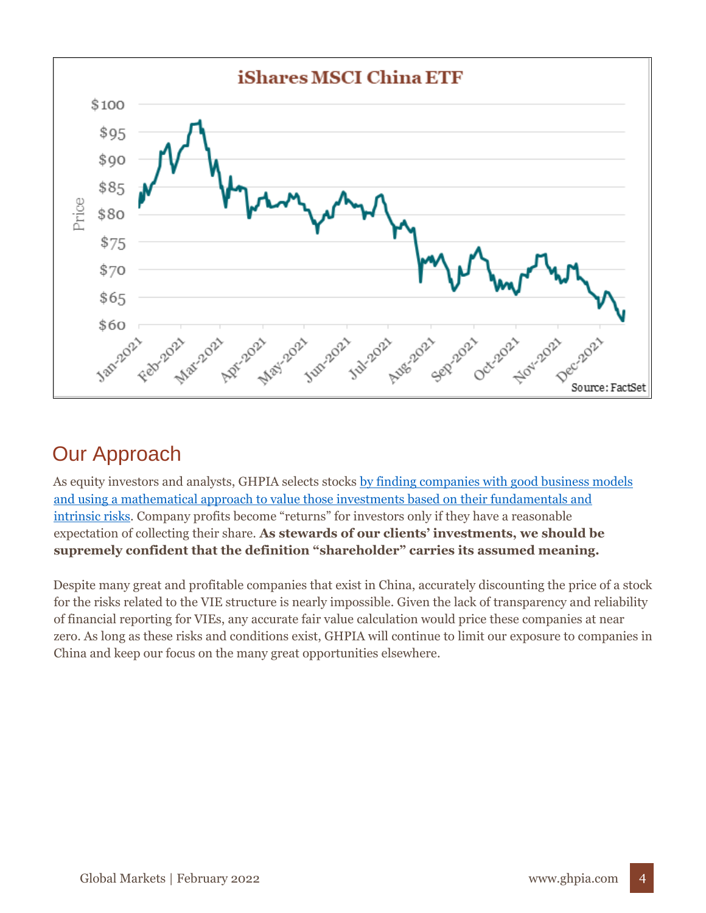## Our Approach

As equity investors and analysts, GHPIA selects stocks by finding companies with good business models and using a mathematical approach to value those investments based on their fundamentals and intrinsic risks. Company profits become "returns" for investors only if they have a reasonable expectation of collecting their share. **As stewards of our clients' investments, we should be supremely confident that the definition "shareholder" carries its assumed meaning.**

Despite many great and profitable companies that exist in China, accurately discounting the price of a stock for the risks related to the VIE structure is nearly impossible. Given the lack of transparency and reliability of financial reporting for VIEs, any accurate fair value calculation would price these companies at near zero. As long as these risks and conditions exist, GHPIA will continue to limit our exposure to companies in China and keep our focus on the many great opportunities elsewhere.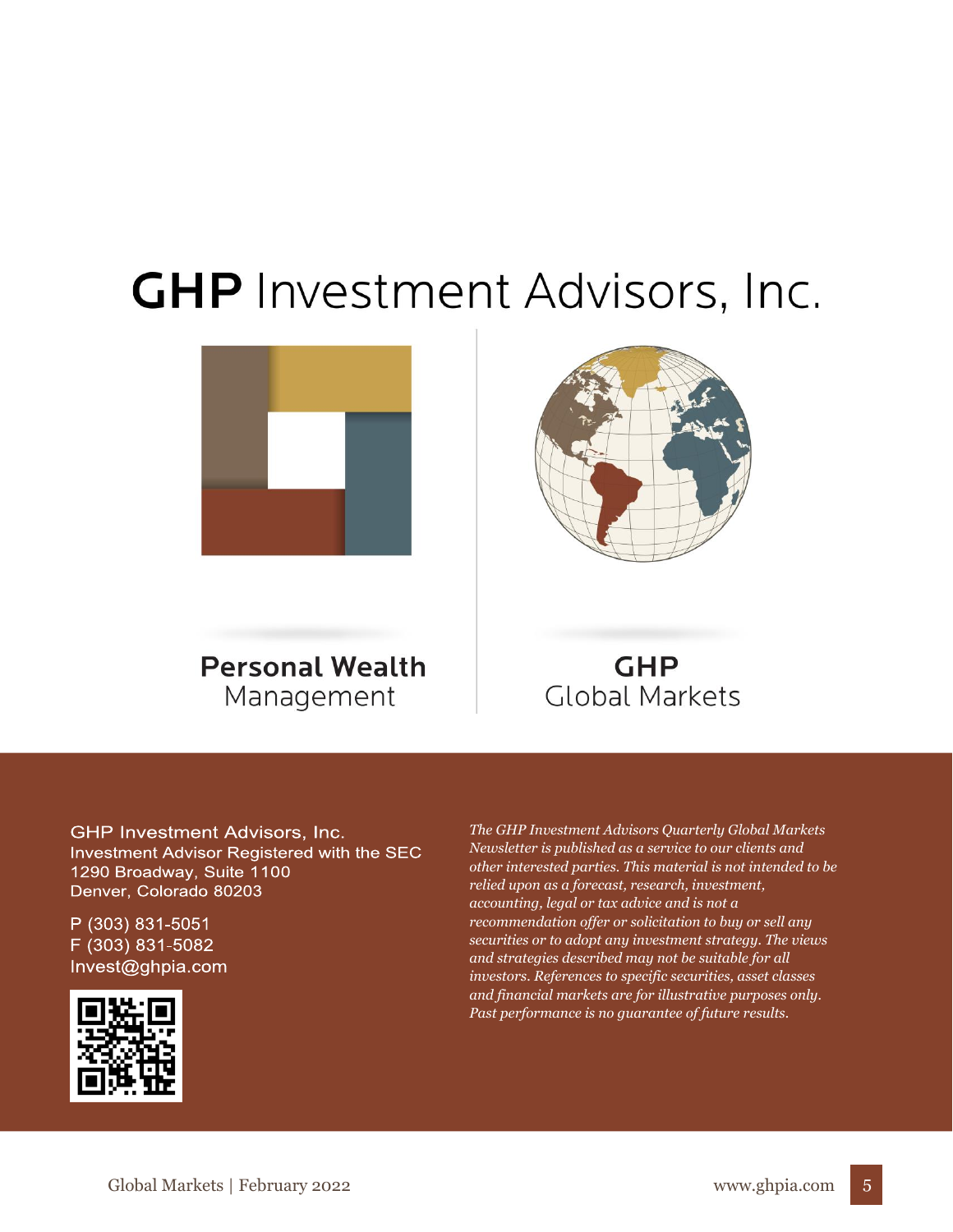# GHP Investment Advisors, Inc.

**Personal Wealth** Management

**GHP** Global Markets

GHP Investment Advisors, Inc.
Investment Advisor Registered with the SEC
1290 Broadway, Suite 1100
Denver, Colorado 80203

P (303) 831-5051
F (303) 831-5082
Invest@ghpia.com

*The GHP Investment Advisors Quarterly Global Markets Newsletter is published as a service to our clients and other interested parties. This material is not intended to be relied upon as a forecast, research, investment, accounting, legal or tax advice and is not a recommendation offer or solicitation to buy or sell any securities or to adopt any investment strategy. The views and strategies described may not be suitable for all investors. References to specific securities, asset classes and financial markets are for illustrative purposes only. Past performance is no guarantee of future results.*